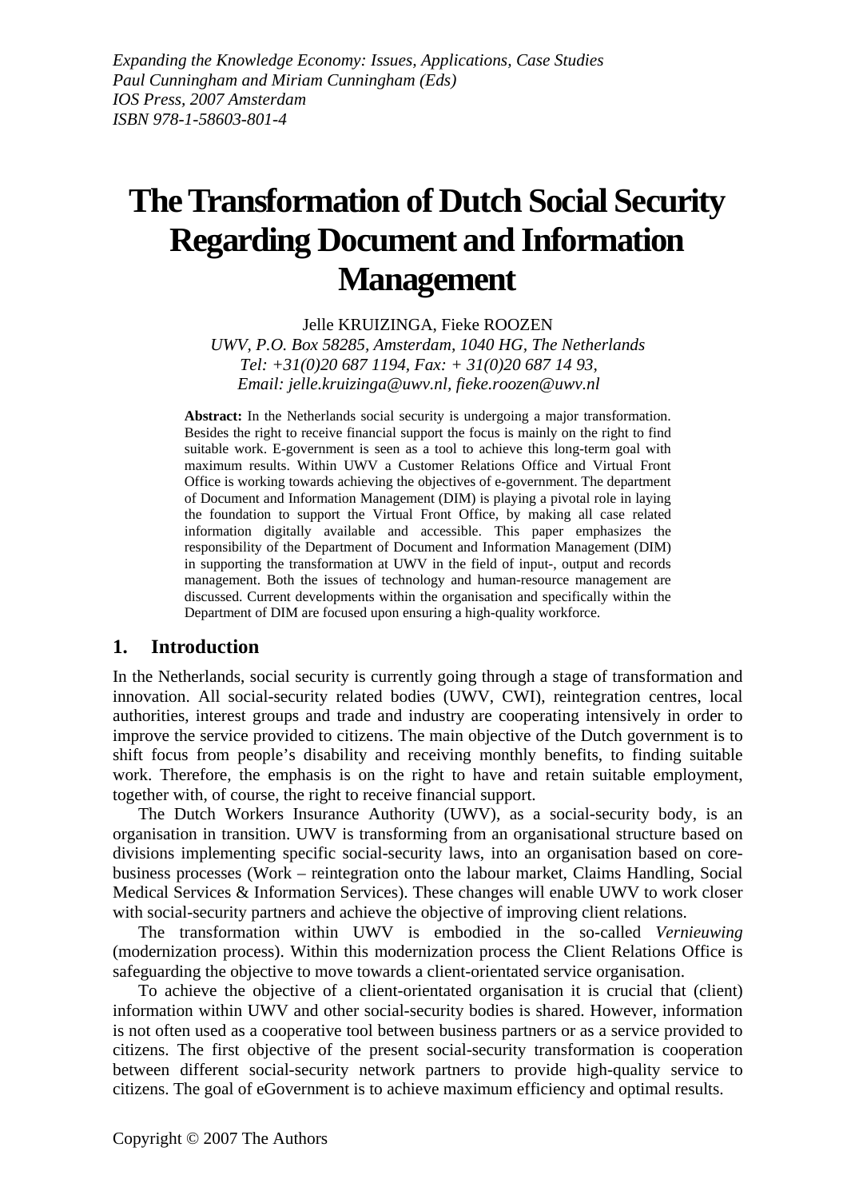*Expanding the Knowledge Economy: Issues, Applications, Case Studies*
*Paul Cunningham and Miriam Cunningham (Eds)*
*IOS Press, 2007 Amsterdam*
*ISBN 978-1-58603-801-4*

# The Transformation of Dutch Social Security Regarding Document and Information Management

Jelle KRUIZINGA, Fieke ROOZEN

*UWV, P.O. Box 58285, Amsterdam, 1040 HG, The Netherlands*
*Tel: +31(0)20 687 1194, Fax: + 31(0)20 687 14 93,*
*Email: jelle.kruizinga@uwv.nl, fieke.roozen@uwv.nl*

**Abstract:** In the Netherlands social security is undergoing a major transformation. Besides the right to receive financial support the focus is mainly on the right to find suitable work. E-government is seen as a tool to achieve this long-term goal with maximum results. Within UWV a Customer Relations Office and Virtual Front Office is working towards achieving the objectives of e-government. The department of Document and Information Management (DIM) is playing a pivotal role in laying the foundation to support the Virtual Front Office, by making all case related information digitally available and accessible. This paper emphasizes the responsibility of the Department of Document and Information Management (DIM) in supporting the transformation at UWV in the field of input-, output and records management. Both the issues of technology and human-resource management are discussed. Current developments within the organisation and specifically within the Department of DIM are focused upon ensuring a high-quality workforce.

## 1. Introduction

In the Netherlands, social security is currently going through a stage of transformation and innovation. All social-security related bodies (UWV, CWI), reintegration centres, local authorities, interest groups and trade and industry are cooperating intensively in order to improve the service provided to citizens. The main objective of the Dutch government is to shift focus from people's disability and receiving monthly benefits, to finding suitable work. Therefore, the emphasis is on the right to have and retain suitable employment, together with, of course, the right to receive financial support.

The Dutch Workers Insurance Authority (UWV), as a social-security body, is an organisation in transition. UWV is transforming from an organisational structure based on divisions implementing specific social-security laws, into an organisation based on core-business processes (Work – reintegration onto the labour market, Claims Handling, Social Medical Services & Information Services). These changes will enable UWV to work closer with social-security partners and achieve the objective of improving client relations.

The transformation within UWV is embodied in the so-called *Vernieuwing* (modernization process). Within this modernization process the Client Relations Office is safeguarding the objective to move towards a client-orientated service organisation.

To achieve the objective of a client-orientated organisation it is crucial that (client) information within UWV and other social-security bodies is shared. However, information is not often used as a cooperative tool between business partners or as a service provided to citizens. The first objective of the present social-security transformation is cooperation between different social-security network partners to provide high-quality service to citizens. The goal of eGovernment is to achieve maximum efficiency and optimal results.

Copyright © 2007 The Authors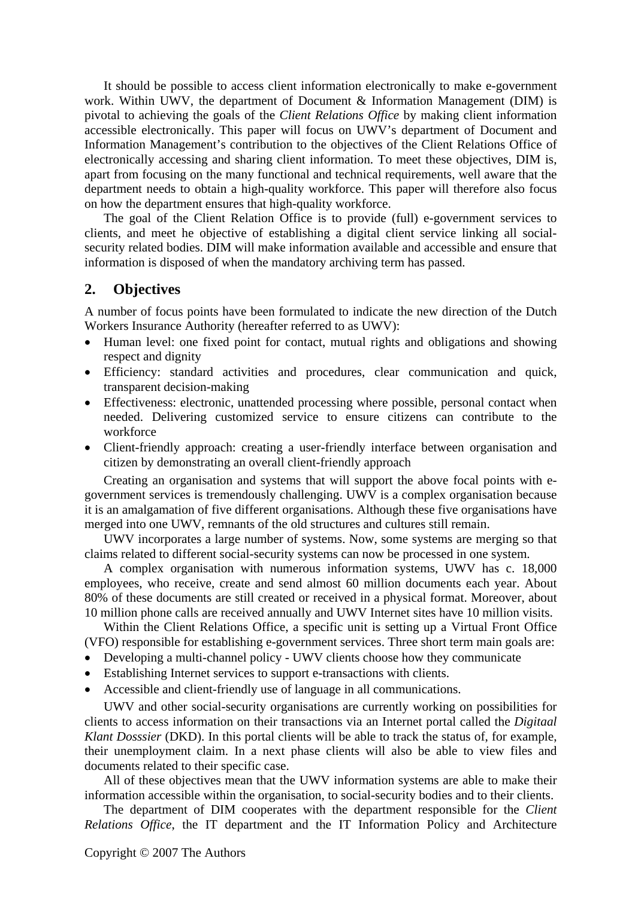It should be possible to access client information electronically to make e-government work. Within UWV, the department of Document & Information Management (DIM) is pivotal to achieving the goals of the *Client Relations Office* by making client information accessible electronically. This paper will focus on UWV's department of Document and Information Management's contribution to the objectives of the Client Relations Office of electronically accessing and sharing client information. To meet these objectives, DIM is, apart from focusing on the many functional and technical requirements, well aware that the department needs to obtain a high-quality workforce. This paper will therefore also focus on how the department ensures that high-quality workforce.

The goal of the Client Relation Office is to provide (full) e-government services to clients, and meet he objective of establishing a digital client service linking all social-security related bodies. DIM will make information available and accessible and ensure that information is disposed of when the mandatory archiving term has passed.

## 2. Objectives

A number of focus points have been formulated to indicate the new direction of the Dutch Workers Insurance Authority (hereafter referred to as UWV):

- Human level: one fixed point for contact, mutual rights and obligations and showing respect and dignity
- Efficiency: standard activities and procedures, clear communication and quick, transparent decision-making
- Effectiveness: electronic, unattended processing where possible, personal contact when needed. Delivering customized service to ensure citizens can contribute to the workforce
- Client-friendly approach: creating a user-friendly interface between organisation and citizen by demonstrating an overall client-friendly approach

Creating an organisation and systems that will support the above focal points with e-government services is tremendously challenging. UWV is a complex organisation because it is an amalgamation of five different organisations. Although these five organisations have merged into one UWV, remnants of the old structures and cultures still remain.

UWV incorporates a large number of systems. Now, some systems are merging so that claims related to different social-security systems can now be processed in one system.

A complex organisation with numerous information systems, UWV has c. 18,000 employees, who receive, create and send almost 60 million documents each year. About 80% of these documents are still created or received in a physical format. Moreover, about 10 million phone calls are received annually and UWV Internet sites have 10 million visits.

Within the Client Relations Office, a specific unit is setting up a Virtual Front Office (VFO) responsible for establishing e-government services. Three short term main goals are:

- Developing a multi-channel policy - UWV clients choose how they communicate
- Establishing Internet services to support e-transactions with clients.
- Accessible and client-friendly use of language in all communications.

UWV and other social-security organisations are currently working on possibilities for clients to access information on their transactions via an Internet portal called the *Digitaal Klant Dosssier* (DKD). In this portal clients will be able to track the status of, for example, their unemployment claim. In a next phase clients will also be able to view files and documents related to their specific case.

All of these objectives mean that the UWV information systems are able to make their information accessible within the organisation, to social-security bodies and to their clients.

The department of DIM cooperates with the department responsible for the *Client Relations Office*, the IT department and the IT Information Policy and Architecture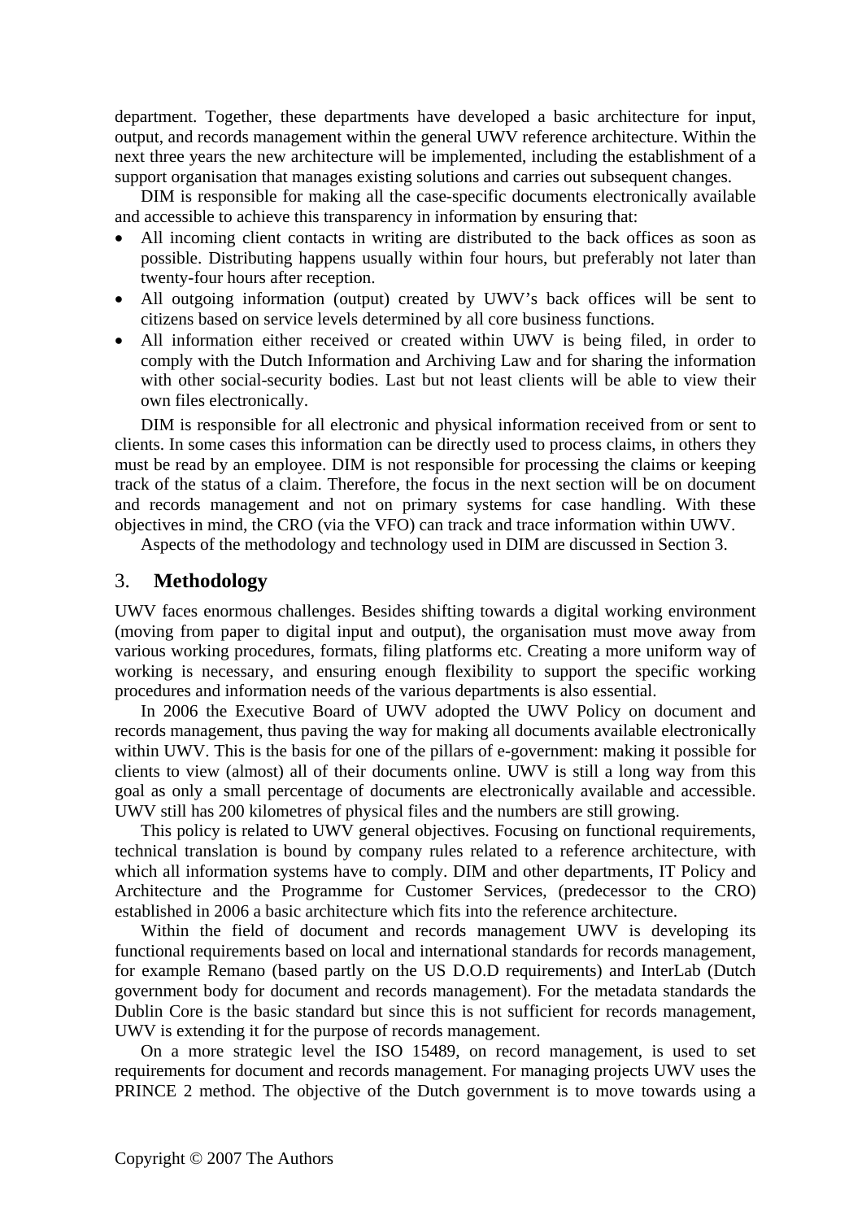department. Together, these departments have developed a basic architecture for input, output, and records management within the general UWV reference architecture. Within the next three years the new architecture will be implemented, including the establishment of a support organisation that manages existing solutions and carries out subsequent changes.

DIM is responsible for making all the case-specific documents electronically available and accessible to achieve this transparency in information by ensuring that:

- All incoming client contacts in writing are distributed to the back offices as soon as possible. Distributing happens usually within four hours, but preferably not later than twenty-four hours after reception.
- All outgoing information (output) created by UWV's back offices will be sent to citizens based on service levels determined by all core business functions.
- All information either received or created within UWV is being filed, in order to comply with the Dutch Information and Archiving Law and for sharing the information with other social-security bodies. Last but not least clients will be able to view their own files electronically.

DIM is responsible for all electronic and physical information received from or sent to clients. In some cases this information can be directly used to process claims, in others they must be read by an employee. DIM is not responsible for processing the claims or keeping track of the status of a claim. Therefore, the focus in the next section will be on document and records management and not on primary systems for case handling. With these objectives in mind, the CRO (via the VFO) can track and trace information within UWV.

Aspects of the methodology and technology used in DIM are discussed in Section 3.

## 3. Methodology

UWV faces enormous challenges. Besides shifting towards a digital working environment (moving from paper to digital input and output), the organisation must move away from various working procedures, formats, filing platforms etc. Creating a more uniform way of working is necessary, and ensuring enough flexibility to support the specific working procedures and information needs of the various departments is also essential.

In 2006 the Executive Board of UWV adopted the UWV Policy on document and records management, thus paving the way for making all documents available electronically within UWV. This is the basis for one of the pillars of e-government: making it possible for clients to view (almost) all of their documents online. UWV is still a long way from this goal as only a small percentage of documents are electronically available and accessible. UWV still has 200 kilometres of physical files and the numbers are still growing.

This policy is related to UWV general objectives. Focusing on functional requirements, technical translation is bound by company rules related to a reference architecture, with which all information systems have to comply. DIM and other departments, IT Policy and Architecture and the Programme for Customer Services, (predecessor to the CRO) established in 2006 a basic architecture which fits into the reference architecture.

Within the field of document and records management UWV is developing its functional requirements based on local and international standards for records management, for example Remano (based partly on the US D.O.D requirements) and InterLab (Dutch government body for document and records management). For the metadata standards the Dublin Core is the basic standard but since this is not sufficient for records management, UWV is extending it for the purpose of records management.

On a more strategic level the ISO 15489, on record management, is used to set requirements for document and records management. For managing projects UWV uses the PRINCE 2 method. The objective of the Dutch government is to move towards using a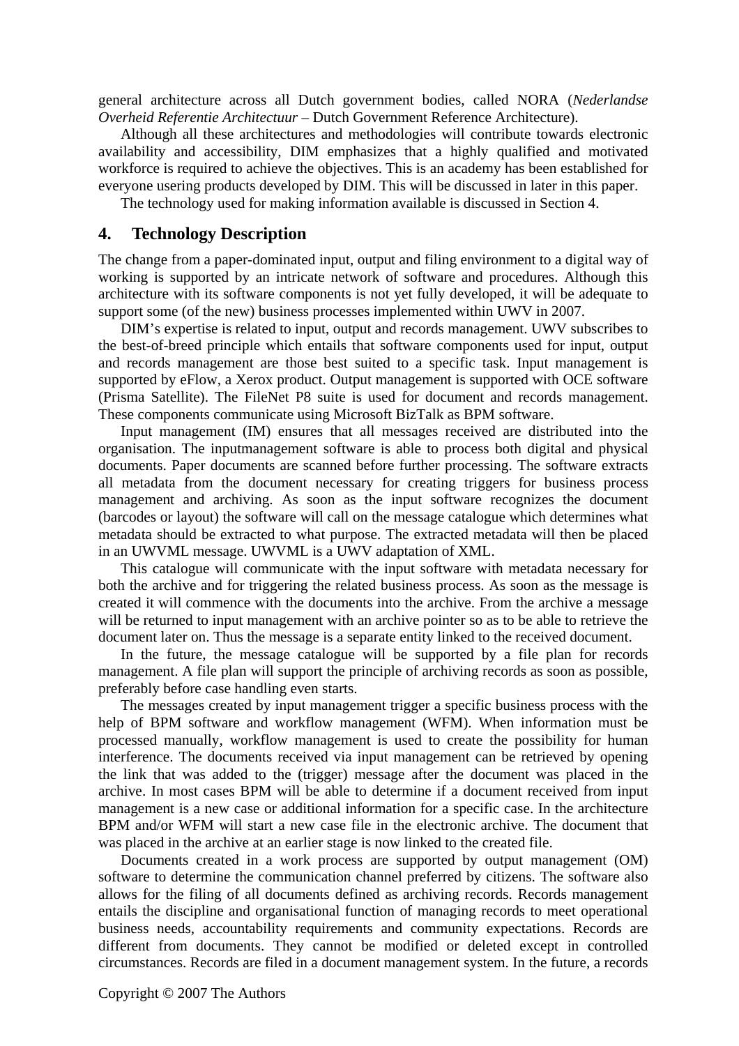general architecture across all Dutch government bodies, called NORA (*Nederlandse Overheid Referentie Architectuur* – Dutch Government Reference Architecture).

Although all these architectures and methodologies will contribute towards electronic availability and accessibility, DIM emphasizes that a highly qualified and motivated workforce is required to achieve the objectives. This is an academy has been established for everyone usering products developed by DIM. This will be discussed in later in this paper.

The technology used for making information available is discussed in Section 4.

## 4. Technology Description

The change from a paper-dominated input, output and filing environment to a digital way of working is supported by an intricate network of software and procedures. Although this architecture with its software components is not yet fully developed, it will be adequate to support some (of the new) business processes implemented within UWV in 2007.

DIM's expertise is related to input, output and records management. UWV subscribes to the best-of-breed principle which entails that software components used for input, output and records management are those best suited to a specific task. Input management is supported by eFlow, a Xerox product. Output management is supported with OCE software (Prisma Satellite). The FileNet P8 suite is used for document and records management. These components communicate using Microsoft BizTalk as BPM software.

Input management (IM) ensures that all messages received are distributed into the organisation. The inputmanagement software is able to process both digital and physical documents. Paper documents are scanned before further processing. The software extracts all metadata from the document necessary for creating triggers for business process management and archiving. As soon as the input software recognizes the document (barcodes or layout) the software will call on the message catalogue which determines what metadata should be extracted to what purpose. The extracted metadata will then be placed in an UWVML message. UWVML is a UWV adaptation of XML.

This catalogue will communicate with the input software with metadata necessary for both the archive and for triggering the related business process. As soon as the message is created it will commence with the documents into the archive. From the archive a message will be returned to input management with an archive pointer so as to be able to retrieve the document later on. Thus the message is a separate entity linked to the received document.

In the future, the message catalogue will be supported by a file plan for records management. A file plan will support the principle of archiving records as soon as possible, preferably before case handling even starts.

The messages created by input management trigger a specific business process with the help of BPM software and workflow management (WFM). When information must be processed manually, workflow management is used to create the possibility for human interference. The documents received via input management can be retrieved by opening the link that was added to the (trigger) message after the document was placed in the archive. In most cases BPM will be able to determine if a document received from input management is a new case or additional information for a specific case. In the architecture BPM and/or WFM will start a new case file in the electronic archive. The document that was placed in the archive at an earlier stage is now linked to the created file.

Documents created in a work process are supported by output management (OM) software to determine the communication channel preferred by citizens. The software also allows for the filing of all documents defined as archiving records. Records management entails the discipline and organisational function of managing records to meet operational business needs, accountability requirements and community expectations. Records are different from documents. They cannot be modified or deleted except in controlled circumstances. Records are filed in a document management system. In the future, a records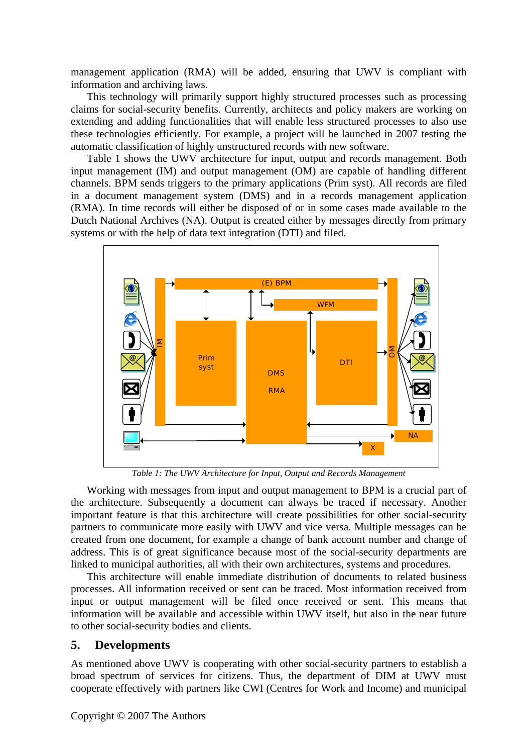management application (RMA) will be added, ensuring that UWV is compliant with information and archiving laws.

This technology will primarily support highly structured processes such as processing claims for social-security benefits. Currently, architects and policy makers are working on extending and adding functionalities that will enable less structured processes to also use these technologies efficiently. For example, a project will be launched in 2007 testing the automatic classification of highly unstructured records with new software.

Table 1 shows the UWV architecture for input, output and records management. Both input management (IM) and output management (OM) are capable of handling different channels. BPM sends triggers to the primary applications (Prim syst). All records are filed in a document management system (DMS) and in a records management application (RMA). In time records will either be disposed of or in some cases made available to the Dutch National Archives (NA). Output is created either by messages directly from primary systems or with the help of data text integration (DTI) and filed.

*Table 1: The UWV Architecture for Input, Output and Records Management*

Working with messages from input and output management to BPM is a crucial part of the architecture. Subsequently a document can always be traced if necessary. Another important feature is that this architecture will create possibilities for other social-security partners to communicate more easily with UWV and vice versa. Multiple messages can be created from one document, for example a change of bank account number and change of address. This is of great significance because most of the social-security departments are linked to municipal authorities, all with their own architectures, systems and procedures.

This architecture will enable immediate distribution of documents to related business processes. All information received or sent can be traced. Most information received from input or output management will be filed once received or sent. This means that information will be available and accessible within UWV itself, but also in the near future to other social-security bodies and clients.

## 5. Developments

As mentioned above UWV is cooperating with other social-security partners to establish a broad spectrum of services for citizens. Thus, the department of DIM at UWV must cooperate effectively with partners like CWI (Centres for Work and Income) and municipal

Copyright © 2007 The Authors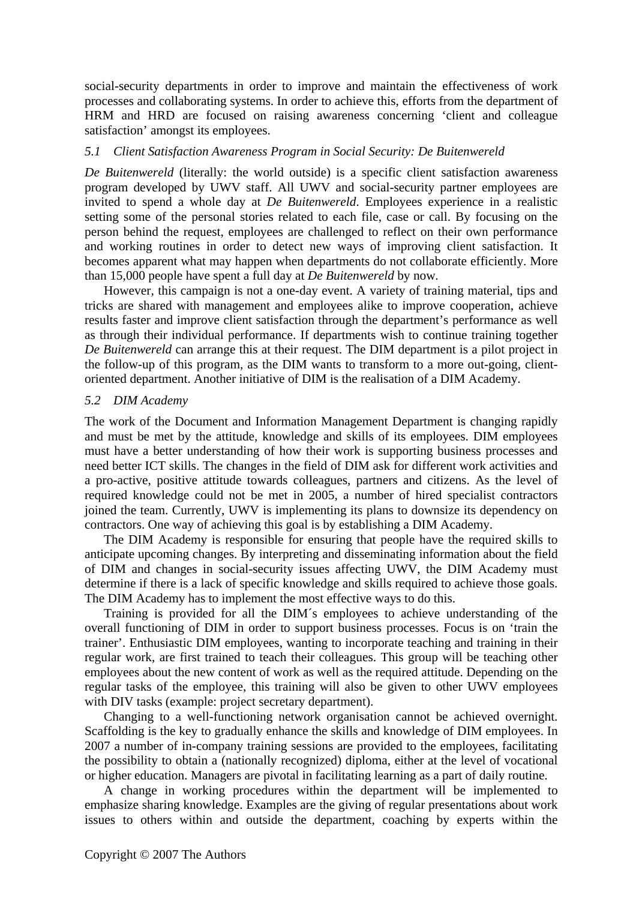social-security departments in order to improve and maintain the effectiveness of work processes and collaborating systems. In order to achieve this, efforts from the department of HRM and HRD are focused on raising awareness concerning 'client and colleague satisfaction' amongst its employees.

### *5.1 Client Satisfaction Awareness Program in Social Security: De Buitenwereld*

*De Buitenwereld* (literally: the world outside) is a specific client satisfaction awareness program developed by UWV staff. All UWV and social-security partner employees are invited to spend a whole day at *De Buitenwereld*. Employees experience in a realistic setting some of the personal stories related to each file, case or call. By focusing on the person behind the request, employees are challenged to reflect on their own performance and working routines in order to detect new ways of improving client satisfaction. It becomes apparent what may happen when departments do not collaborate efficiently. More than 15,000 people have spent a full day at *De Buitenwereld* by now.

However, this campaign is not a one-day event. A variety of training material, tips and tricks are shared with management and employees alike to improve cooperation, achieve results faster and improve client satisfaction through the department's performance as well as through their individual performance. If departments wish to continue training together *De Buitenwereld* can arrange this at their request. The DIM department is a pilot project in the follow-up of this program, as the DIM wants to transform to a more out-going, client-oriented department. Another initiative of DIM is the realisation of a DIM Academy.

### *5.2 DIM Academy*

The work of the Document and Information Management Department is changing rapidly and must be met by the attitude, knowledge and skills of its employees. DIM employees must have a better understanding of how their work is supporting business processes and need better ICT skills. The changes in the field of DIM ask for different work activities and a pro-active, positive attitude towards colleagues, partners and citizens. As the level of required knowledge could not be met in 2005, a number of hired specialist contractors joined the team. Currently, UWV is implementing its plans to downsize its dependency on contractors. One way of achieving this goal is by establishing a DIM Academy.

The DIM Academy is responsible for ensuring that people have the required skills to anticipate upcoming changes. By interpreting and disseminating information about the field of DIM and changes in social-security issues affecting UWV, the DIM Academy must determine if there is a lack of specific knowledge and skills required to achieve those goals. The DIM Academy has to implement the most effective ways to do this.

Training is provided for all the DIM´s employees to achieve understanding of the overall functioning of DIM in order to support business processes. Focus is on 'train the trainer'. Enthusiastic DIM employees, wanting to incorporate teaching and training in their regular work, are first trained to teach their colleagues. This group will be teaching other employees about the new content of work as well as the required attitude. Depending on the regular tasks of the employee, this training will also be given to other UWV employees with DIV tasks (example: project secretary department).

Changing to a well-functioning network organisation cannot be achieved overnight. Scaffolding is the key to gradually enhance the skills and knowledge of DIM employees. In 2007 a number of in-company training sessions are provided to the employees, facilitating the possibility to obtain a (nationally recognized) diploma, either at the level of vocational or higher education. Managers are pivotal in facilitating learning as a part of daily routine.

A change in working procedures within the department will be implemented to emphasize sharing knowledge. Examples are the giving of regular presentations about work issues to others within and outside the department, coaching by experts within the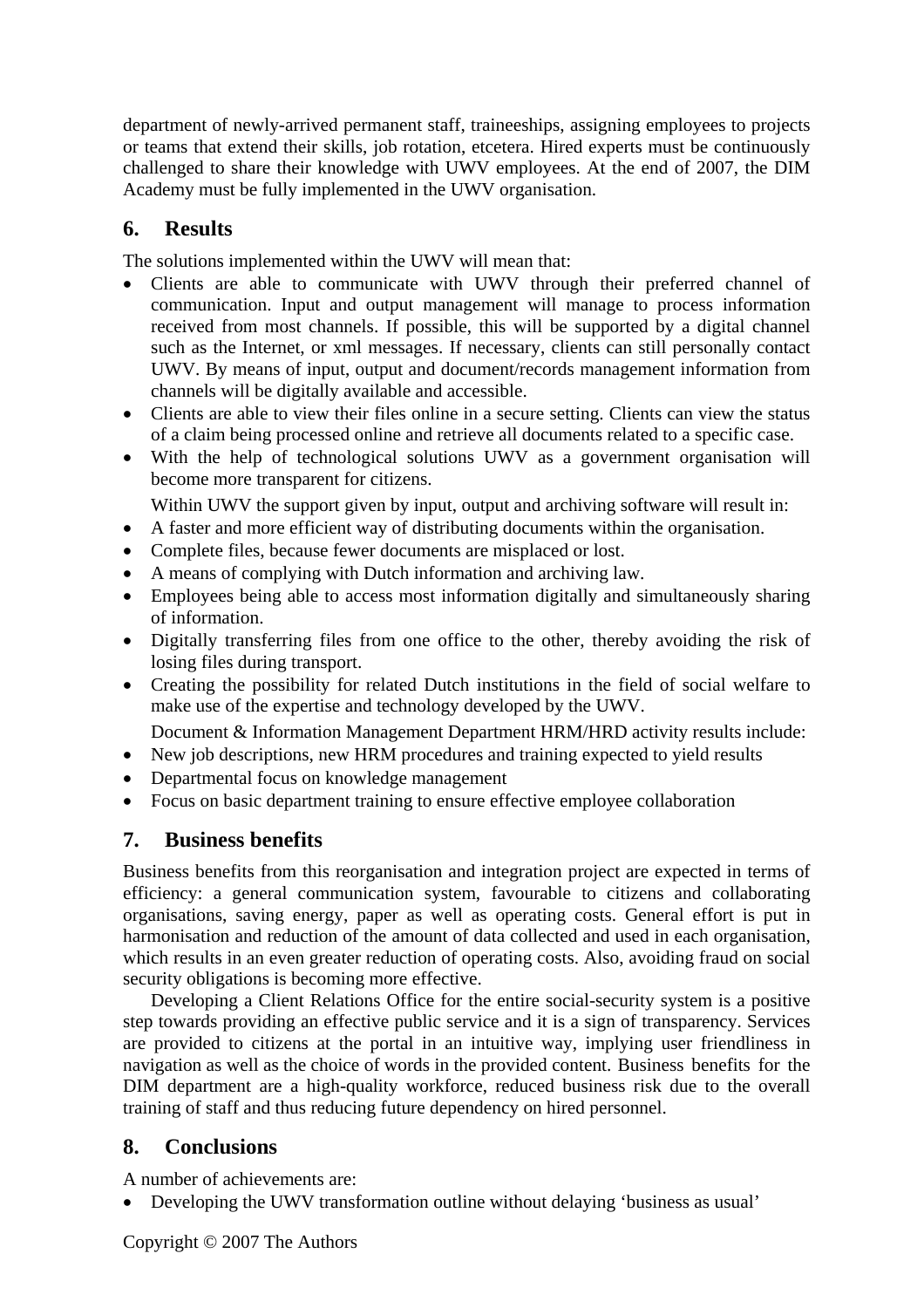department of newly-arrived permanent staff, traineeships, assigning employees to projects or teams that extend their skills, job rotation, etcetera. Hired experts must be continuously challenged to share their knowledge with UWV employees. At the end of 2007, the DIM Academy must be fully implemented in the UWV organisation.

## 6. Results

The solutions implemented within the UWV will mean that:

- Clients are able to communicate with UWV through their preferred channel of communication. Input and output management will manage to process information received from most channels. If possible, this will be supported by a digital channel such as the Internet, or xml messages. If necessary, clients can still personally contact UWV. By means of input, output and document/records management information from channels will be digitally available and accessible.
- Clients are able to view their files online in a secure setting. Clients can view the status of a claim being processed online and retrieve all documents related to a specific case.
- With the help of technological solutions UWV as a government organisation will become more transparent for citizens.

  Within UWV the support given by input, output and archiving software will result in:
- A faster and more efficient way of distributing documents within the organisation.
- Complete files, because fewer documents are misplaced or lost.
- A means of complying with Dutch information and archiving law.
- Employees being able to access most information digitally and simultaneously sharing of information.
- Digitally transferring files from one office to the other, thereby avoiding the risk of losing files during transport.
- Creating the possibility for related Dutch institutions in the field of social welfare to make use of the expertise and technology developed by the UWV.

  Document & Information Management Department HRM/HRD activity results include:
- New job descriptions, new HRM procedures and training expected to yield results
- Departmental focus on knowledge management
- Focus on basic department training to ensure effective employee collaboration

## 7. Business benefits

Business benefits from this reorganisation and integration project are expected in terms of efficiency: a general communication system, favourable to citizens and collaborating organisations, saving energy, paper as well as operating costs. General effort is put in harmonisation and reduction of the amount of data collected and used in each organisation, which results in an even greater reduction of operating costs. Also, avoiding fraud on social security obligations is becoming more effective.

Developing a Client Relations Office for the entire social-security system is a positive step towards providing an effective public service and it is a sign of transparency. Services are provided to citizens at the portal in an intuitive way, implying user friendliness in navigation as well as the choice of words in the provided content. Business benefits for the DIM department are a high-quality workforce, reduced business risk due to the overall training of staff and thus reducing future dependency on hired personnel.

## 8. Conclusions

A number of achievements are:

- Developing the UWV transformation outline without delaying 'business as usual'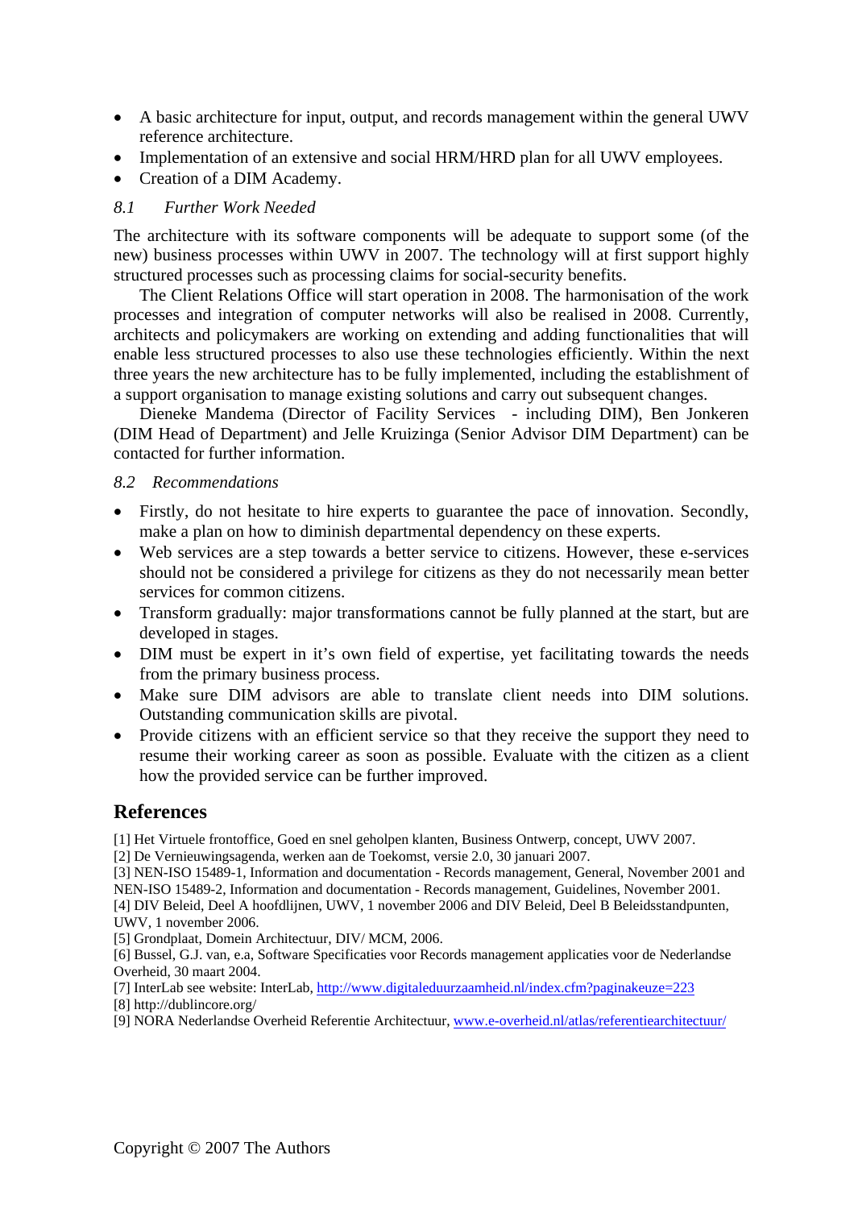- A basic architecture for input, output, and records management within the general UWV reference architecture.
- Implementation of an extensive and social HRM/HRD plan for all UWV employees.
- Creation of a DIM Academy.

### *8.1 Further Work Needed*

The architecture with its software components will be adequate to support some (of the new) business processes within UWV in 2007. The technology will at first support highly structured processes such as processing claims for social-security benefits.

The Client Relations Office will start operation in 2008. The harmonisation of the work processes and integration of computer networks will also be realised in 2008. Currently, architects and policymakers are working on extending and adding functionalities that will enable less structured processes to also use these technologies efficiently. Within the next three years the new architecture has to be fully implemented, including the establishment of a support organisation to manage existing solutions and carry out subsequent changes.

Dieneke Mandema (Director of Facility Services - including DIM), Ben Jonkeren (DIM Head of Department) and Jelle Kruizinga (Senior Advisor DIM Department) can be contacted for further information.

### *8.2 Recommendations*

- Firstly, do not hesitate to hire experts to guarantee the pace of innovation. Secondly, make a plan on how to diminish departmental dependency on these experts.
- Web services are a step towards a better service to citizens. However, these e-services should not be considered a privilege for citizens as they do not necessarily mean better services for common citizens.
- Transform gradually: major transformations cannot be fully planned at the start, but are developed in stages.
- DIM must be expert in it's own field of expertise, yet facilitating towards the needs from the primary business process.
- Make sure DIM advisors are able to translate client needs into DIM solutions. Outstanding communication skills are pivotal.
- Provide citizens with an efficient service so that they receive the support they need to resume their working career as soon as possible. Evaluate with the citizen as a client how the provided service can be further improved.

## References

[1] Het Virtuele frontoffice, Goed en snel geholpen klanten, Business Ontwerp, concept, UWV 2007.
[2] De Vernieuwingsagenda, werken aan de Toekomst, versie 2.0, 30 januari 2007.
[3] NEN-ISO 15489-1, Information and documentation - Records management, General, November 2001 and NEN-ISO 15489-2, Information and documentation - Records management, Guidelines, November 2001.
[4] DIV Beleid, Deel A hoofdlijnen, UWV, 1 november 2006 and DIV Beleid, Deel B Beleidsstandpunten, UWV, 1 november 2006.
[5] Grondplaat, Domein Architectuur, DIV/ MCM, 2006.
[6] Bussel, G.J. van, e.a, Software Specificaties voor Records management applicaties voor de Nederlandse Overheid, 30 maart 2004.
[7] InterLab see website: InterLab, http://www.digitaleduurzaamheid.nl/index.cfm?paginakeuze=223
[8] http://dublincore.org/
[9] NORA Nederlandse Overheid Referentie Architectuur, www.e-overheid.nl/atlas/referentiearchitectuur/

Copyright © 2007 The Authors